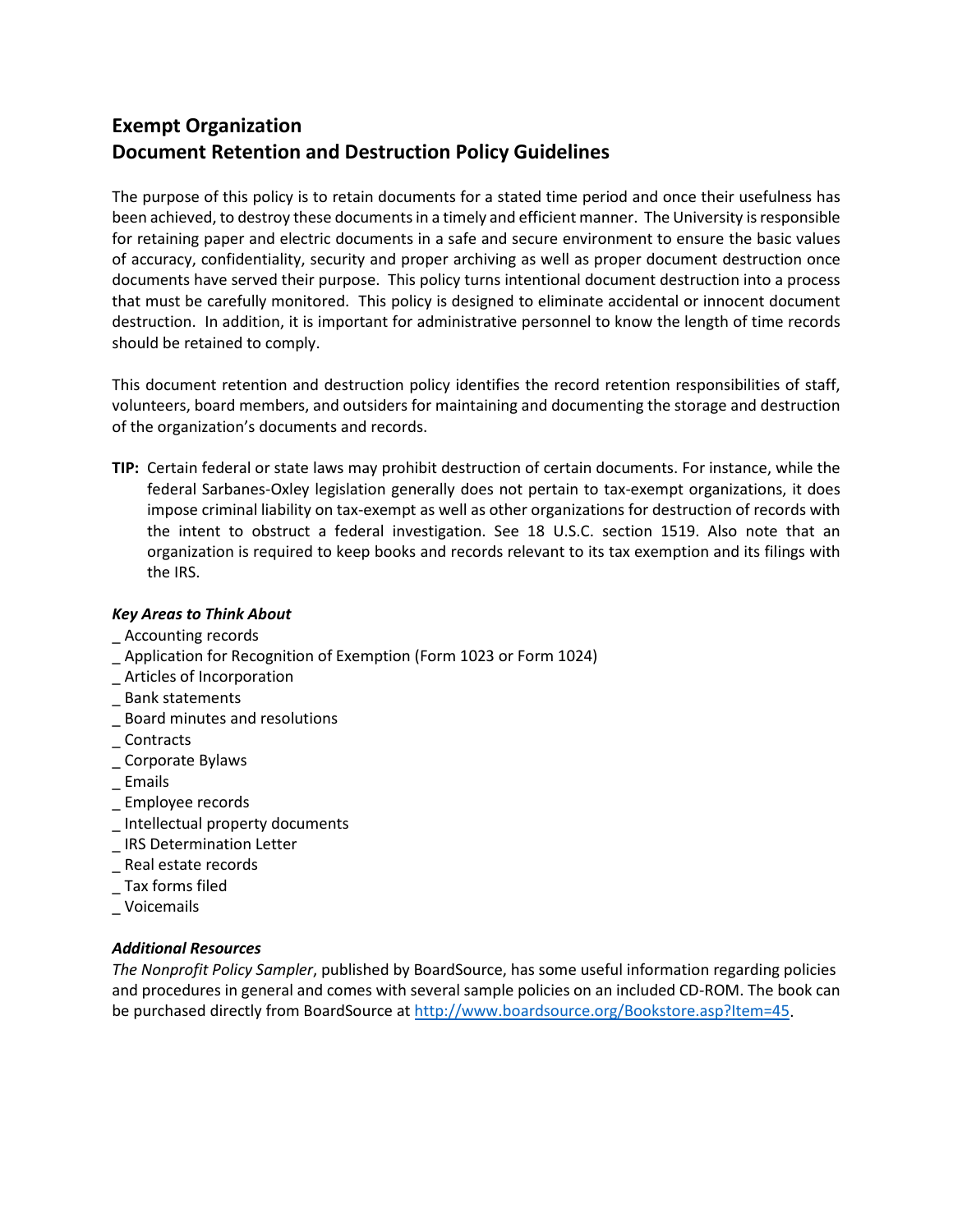# Exempt Organization
# Document Retention and Destruction Policy Guidelines

The purpose of this policy is to retain documents for a stated time period and once their usefulness has been achieved, to destroy these documents in a timely and efficient manner. The University is responsible for retaining paper and electric documents in a safe and secure environment to ensure the basic values of accuracy, confidentiality, security and proper archiving as well as proper document destruction once documents have served their purpose. This policy turns intentional document destruction into a process that must be carefully monitored. This policy is designed to eliminate accidental or innocent document destruction. In addition, it is important for administrative personnel to know the length of time records should be retained to comply.

This document retention and destruction policy identifies the record retention responsibilities of staff, volunteers, board members, and outsiders for maintaining and documenting the storage and destruction of the organization's documents and records.

**TIP:** Certain federal or state laws may prohibit destruction of certain documents. For instance, while the federal Sarbanes-Oxley legislation generally does not pertain to tax-exempt organizations, it does impose criminal liability on tax-exempt as well as other organizations for destruction of records with the intent to obstruct a federal investigation. See 18 U.S.C. section 1519. Also note that an organization is required to keep books and records relevant to its tax exemption and its filings with the IRS.

***Key Areas to Think About***

_ Accounting records
_ Application for Recognition of Exemption (Form 1023 or Form 1024)
_ Articles of Incorporation
_ Bank statements
_ Board minutes and resolutions
_ Contracts
_ Corporate Bylaws
_ Emails
_ Employee records
_ Intellectual property documents
_ IRS Determination Letter
_ Real estate records
_ Tax forms filed
_ Voicemails

***Additional Resources***

*The Nonprofit Policy Sampler*, published by BoardSource, has some useful information regarding policies and procedures in general and comes with several sample policies on an included CD-ROM. The book can be purchased directly from BoardSource at http://www.boardsource.org/Bookstore.asp?Item=45.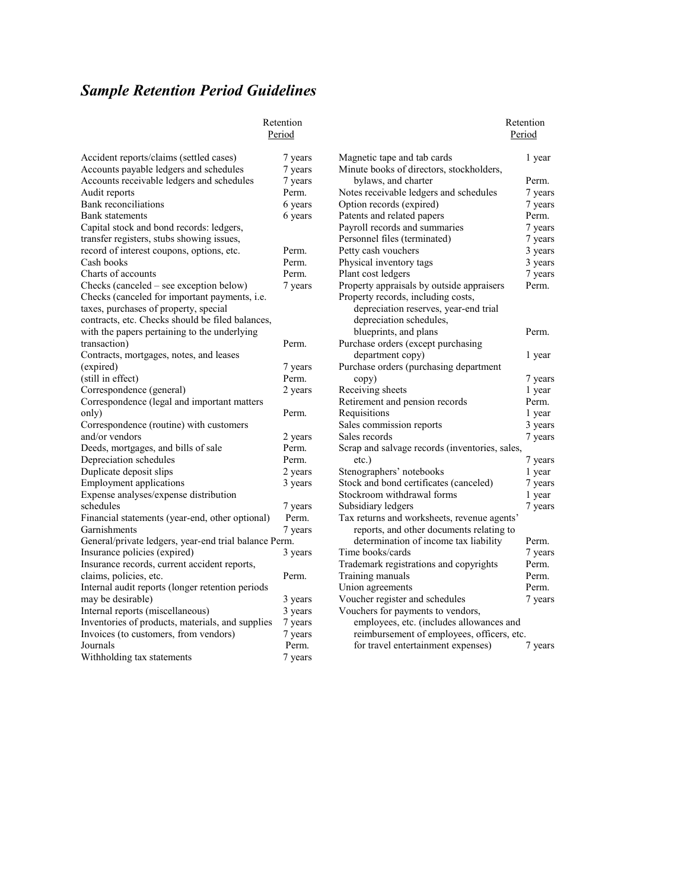# *Sample Retention Period Guidelines*

| | Retention Period |
|---|---|
| Accident reports/claims (settled cases) | 7 years |
| Accounts payable ledgers and schedules | 7 years |
| Accounts receivable ledgers and schedules | 7 years |
| Audit reports | Perm. |
| Bank reconciliations | 6 years |
| Bank statements | 6 years |
| Capital stock and bond records: ledgers, transfer registers, stubs showing issues, record of interest coupons, options, etc. | Perm. |
| Cash books | Perm. |
| Charts of accounts | Perm. |
| Checks (canceled – see exception below) | 7 years |
| Checks (canceled for important payments, i.e. taxes, purchases of property, special contracts, etc. Checks should be filed with the papers pertaining to the underlying transaction) | Perm. |
| Contracts, mortgages, notes, and leases | |
| (expired) | 7 years |
| (still in effect) | Perm. |
| Correspondence (general) | 2 years |
| Correspondence (legal and important matters only) | Perm. |
| Correspondence (routine) with customers and/or vendors | 2 years |
| Deeds, mortgages, and bills of sale | Perm. |
| Depreciation schedules | Perm. |
| Duplicate deposit slips | 2 years |
| Employment applications | 3 years |
| Expense analyses/expense distribution schedules | 7 years |
| Financial statements (year-end, other optional) | Perm. |
| Garnishments | 7 years |
| General/private ledgers, year-end trial balance | Perm. |
| Insurance policies (expired) | 3 years |
| Insurance records, current accident reports, claims, policies, etc. | Perm. |
| Internal audit reports (longer retention periods may be desirable) | 3 years |
| Internal reports (miscellaneous) | 3 years |
| Inventories of products, materials, and supplies | 7 years |
| Invoices (to customers, from vendors) | 7 years |
| Journals | Perm. |
| Withholding tax statements | 7 years |

| | Retention Period |
|---|---|
| Magnetic tape and tab cards | 1 year |
| Minute books of directors, stockholders, bylaws, and charter | Perm. |
| Notes receivable ledgers and schedules | 7 years |
| Option records (expired) | 7 years |
| Patents and related papers | Perm. |
| Payroll records and summaries | 7 years |
| Personnel files (terminated) | 7 years |
| Petty cash vouchers | 3 years |
| Physical inventory tags | 3 years |
| Plant cost ledgers | 7 years |
| Property appraisals by outside appraisers | Perm. |
| Property records, including costs, depreciation reserves, year-end trial balances, depreciation schedules, blueprints, and plans | Perm. |
| Purchase orders (except purchasing department copy) | 1 year |
| Purchase orders (purchasing department copy) | 7 years |
| Receiving sheets | 1 year |
| Retirement and pension records | Perm. |
| Requisitions | 1 year |
| Sales commission reports | 3 years |
| Sales records | 7 years |
| Scrap and salvage records (inventories, sales, etc.) | 7 years |
| Stenographers' notebooks | 1 year |
| Stock and bond certificates (canceled) | 7 years |
| Stockroom withdrawal forms | 1 year |
| Subsidiary ledgers | 7 years |
| Tax returns and worksheets, revenue agents' reports, and other documents relating to determination of income tax liability | Perm. |
| Time books/cards | 7 years |
| Trademark registrations and copyrights | Perm. |
| Training manuals | Perm. |
| Union agreements | Perm. |
| Voucher register and schedules | 7 years |
| Vouchers for payments to vendors, employees, etc. (includes allowances and reimbursement of employees, officers, etc. for travel entertainment expenses) | 7 years |